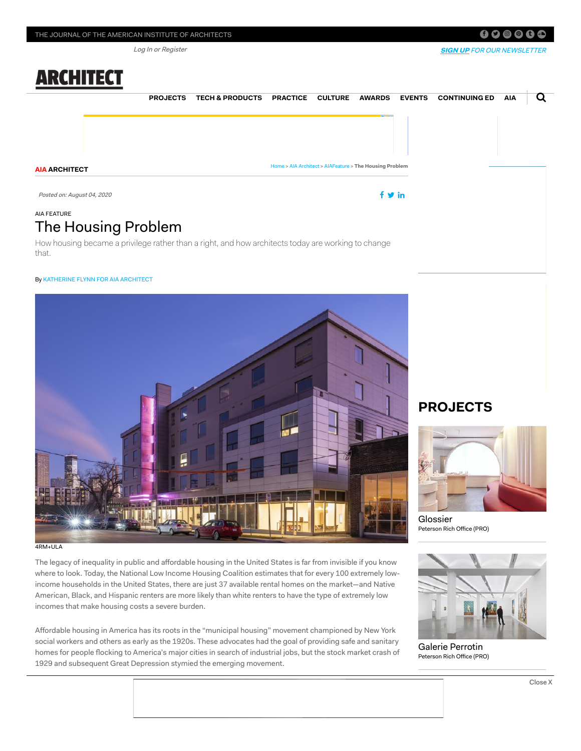AIA ARCHITECT

Posted on: August 04, 2020

AIA FEATURE

# The Housing Problem

How housing became a privilege rather than a right, and how architects today are working to change that.

By KATHERINE FLYNN FOR AIA ARCHITECT

4RM+ULA

The legacy of inequality in public and affordable housing in the United States is far from invisible if you know where to look. Today, the National Low Income Housing Coalition estimates that for every 100 extremely low-income households in the United States, there are just 37 available rental homes on the market—and Native American, Black, and Hispanic renters are more likely than white renters to have the type of extremely low incomes that make housing costs a severe burden.

Affordable housing in America has its roots in the "municipal housing" movement championed by New York social workers and others as early as the 1920s. These advocates had the goal of providing safe and sanitary homes for people flocking to America's major cities in search of industrial jobs, but the stock market crash of 1929 and subsequent Great Depression stymied the emerging movement.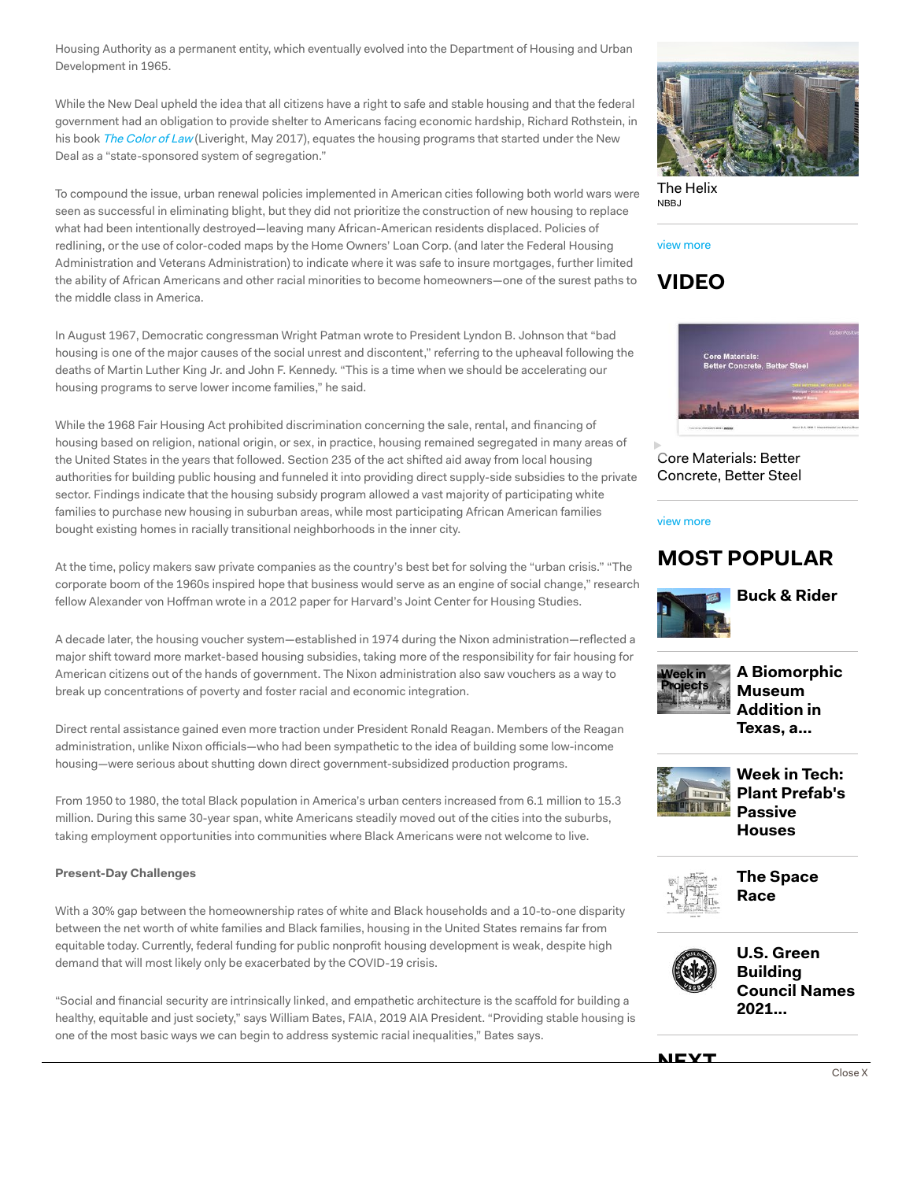Housing Authority as a permanent entity, which eventually evolved into the Department of Housing and Urban Development in 1965.

While the New Deal upheld the idea that all citizens have a right to safe and stable housing and that the federal government had an obligation to provide shelter to Americans facing economic hardship, Richard Rothstein, in his book *The Color of Law* (Liveright, May 2017), equates the housing programs that started under the New Deal as a "state-sponsored system of segregation."

To compound the issue, urban renewal policies implemented in American cities following both world wars were seen as successful in eliminating blight, but they did not prioritize the construction of new housing to replace what had been intentionally destroyed—leaving many African-American residents displaced. Policies of redlining, or the use of color-coded maps by the Home Owners' Loan Corp. (and later the Federal Housing Administration and Veterans Administration) to indicate where it was safe to insure mortgages, further limited the ability of African Americans and other racial minorities to become homeowners—one of the surest paths to the middle class in America.

In August 1967, Democratic congressman Wright Patman wrote to President Lyndon B. Johnson that "bad housing is one of the major causes of the social unrest and discontent," referring to the upheaval following the deaths of Martin Luther King Jr. and John F. Kennedy. "This is a time when we should be accelerating our housing programs to serve lower income families," he said.

While the 1968 Fair Housing Act prohibited discrimination concerning the sale, rental, and financing of housing based on religion, national origin, or sex, in practice, housing remained segregated in many areas of the United States in the years that followed. Section 235 of the act shifted aid away from local housing authorities for building public housing and funneled it into providing direct supply-side subsidies to the private sector. Findings indicate that the housing subsidy program allowed a vast majority of participating white families to purchase new housing in suburban areas, while most participating African American families bought existing homes in racially transitional neighborhoods in the inner city.

At the time, policy makers saw private companies as the country's best bet for solving the "urban crisis." "The corporate boom of the 1960s inspired hope that business would serve as an engine of social change," research fellow Alexander von Hoffman wrote in a 2012 paper for Harvard's Joint Center for Housing Studies.

A decade later, the housing voucher system—established in 1974 during the Nixon administration—reflected a major shift toward more market-based housing subsidies, taking more of the responsibility for fair housing for American citizens out of the hands of government. The Nixon administration also saw vouchers as a way to break up concentrations of poverty and foster racial and economic integration.

Direct rental assistance gained even more traction under President Ronald Reagan. Members of the Reagan administration, unlike Nixon officials—who had been sympathetic to the idea of building some low-income housing—were serious about shutting down direct government-subsidized production programs.

From 1950 to 1980, the total Black population in America's urban centers increased from 6.1 million to 15.3 million. During this same 30-year span, white Americans steadily moved out of the cities into the suburbs, taking employment opportunities into communities where Black Americans were not welcome to live.

**Present-Day Challenges**

With a 30% gap between the homeownership rates of white and Black households and a 10-to-one disparity between the net worth of white families and Black families, housing in the United States remains far from equitable today. Currently, federal funding for public nonprofit housing development is weak, despite high demand that will most likely only be exacerbated by the COVID-19 crisis.

"Social and financial security are intrinsically linked, and empathetic architecture is the scaffold for building a healthy, equitable and just society," says William Bates, FAIA, 2019 AIA President. "Providing stable housing is one of the most basic ways we can begin to address systemic racial inequalities," Bates says.

The Helix
NBBJ

view more

## VIDEO

Core Materials: Better Concrete, Better Steel

view more

## MOST POPULAR

**Buck & Rider**

**A Biomorphic Museum Addition in Texas, a...**

**Week in Tech: Plant Prefab's Passive Houses**

**The Space Race**

**U.S. Green Building Council Names 2021...**

Close X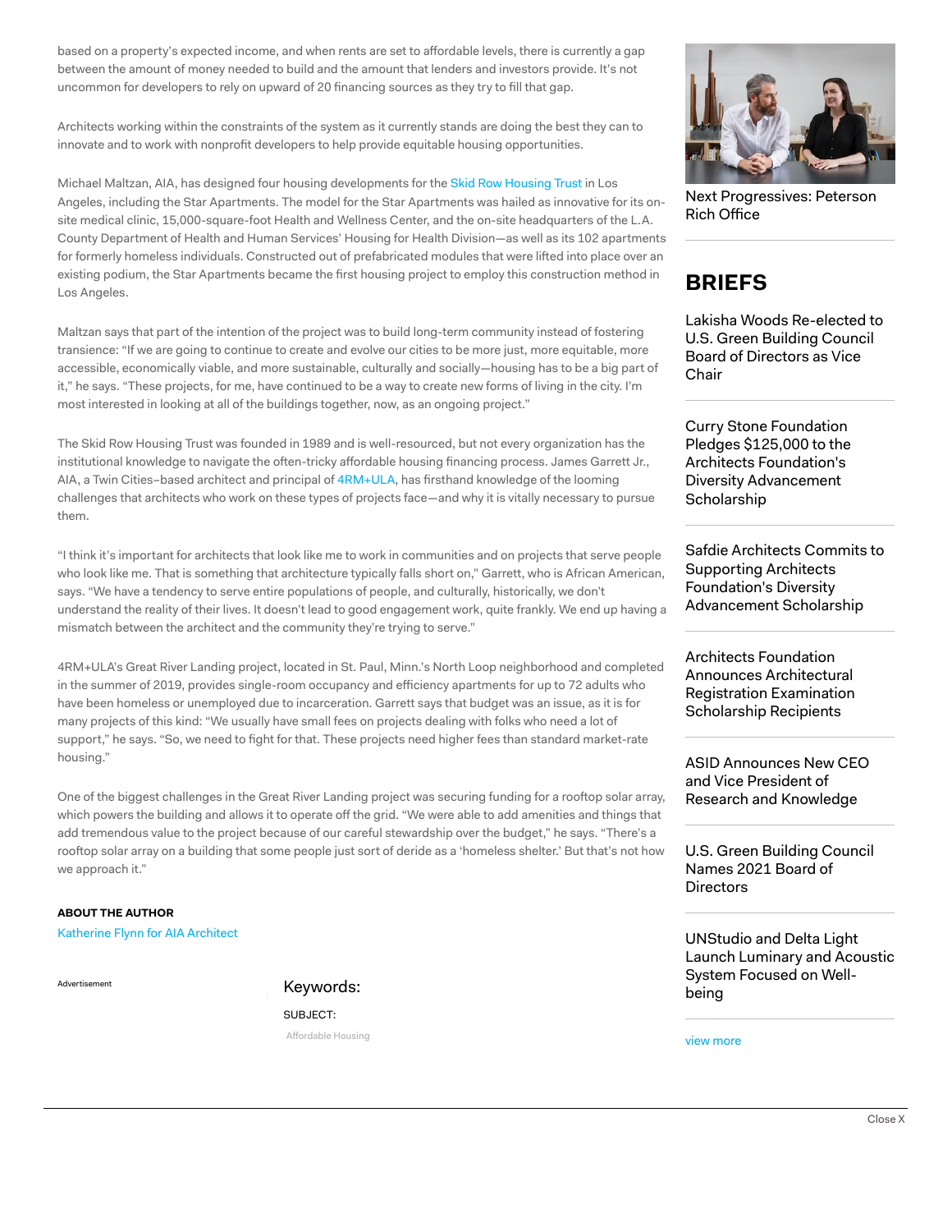based on a property's expected income, and when rents are set to affordable levels, there is currently a gap between the amount of money needed to build and the amount that lenders and investors provide. It's not uncommon for developers to rely on upward of 20 financing sources as they try to fill that gap.

Architects working within the constraints of the system as it currently stands are doing the best they can to innovate and to work with nonprofit developers to help provide equitable housing opportunities.

Michael Maltzan, AIA, has designed four housing developments for the Skid Row Housing Trust in Los Angeles, including the Star Apartments. The model for the Star Apartments was hailed as innovative for its on-site medical clinic, 15,000-square-foot Health and Wellness Center, and the on-site headquarters of the L.A. County Department of Health and Human Services' Housing for Health Division—as well as its 102 apartments for formerly homeless individuals. Constructed out of prefabricated modules that were lifted into place over an existing podium, the Star Apartments became the first housing project to employ this construction method in Los Angeles.

Maltzan says that part of the intention of the project was to build long-term community instead of fostering transience: "If we are going to continue to create and evolve our cities to be more just, more equitable, more accessible, economically viable, and more sustainable, culturally and socially—housing has to be a big part of it," he says. "These projects, for me, have continued to be a way to create new forms of living in the city. I'm most interested in looking at all of the buildings together, now, as an ongoing project."

The Skid Row Housing Trust was founded in 1989 and is well-resourced, but not every organization has the institutional knowledge to navigate the often-tricky affordable housing financing process. James Garrett Jr., AIA, a Twin Cities–based architect and principal of 4RM+ULA, has firsthand knowledge of the looming challenges that architects who work on these types of projects face—and why it is vitally necessary to pursue them.

"I think it's important for architects that look like me to work in communities and on projects that serve people who look like me. That is something that architecture typically falls short on," Garrett, who is African American, says. "We have a tendency to serve entire populations of people, and culturally, historically, we don't understand the reality of their lives. It doesn't lead to good engagement work, quite frankly. We end up having a mismatch between the architect and the community they're trying to serve."

4RM+ULA's Great River Landing project, located in St. Paul, Minn.'s North Loop neighborhood and completed in the summer of 2019, provides single-room occupancy and efficiency apartments for up to 72 adults who have been homeless or unemployed due to incarceration. Garrett says that budget was an issue, as it is for many projects of this kind: "We usually have small fees on projects dealing with folks who need a lot of support," he says. "So, we need to fight for that. These projects need higher fees than standard market-rate housing."

One of the biggest challenges in the Great River Landing project was securing funding for a rooftop solar array, which powers the building and allows it to operate off the grid. "We were able to add amenities and things that add tremendous value to the project because of our careful stewardship over the budget," he says. "There's a rooftop solar array on a building that some people just sort of deride as a 'homeless shelter.' But that's not how we approach it."

**ABOUT THE AUTHOR**

Katherine Flynn for AIA Architect

Advertisement

Keywords:

SUBJECT:

Affordable Housing

Next Progressives: Peterson Rich Office

## BRIEFS

Lakisha Woods Re-elected to U.S. Green Building Council Board of Directors as Vice Chair

Curry Stone Foundation Pledges $125,000 to the Architects Foundation's Diversity Advancement Scholarship

Safdie Architects Commits to Supporting Architects Foundation's Diversity Advancement Scholarship

Architects Foundation Announces Architectural Registration Examination Scholarship Recipients

ASID Announces New CEO and Vice President of Research and Knowledge

U.S. Green Building Council Names 2021 Board of Directors

UNStudio and Delta Light Launch Luminary and Acoustic System Focused on Well-being

view more

Close X